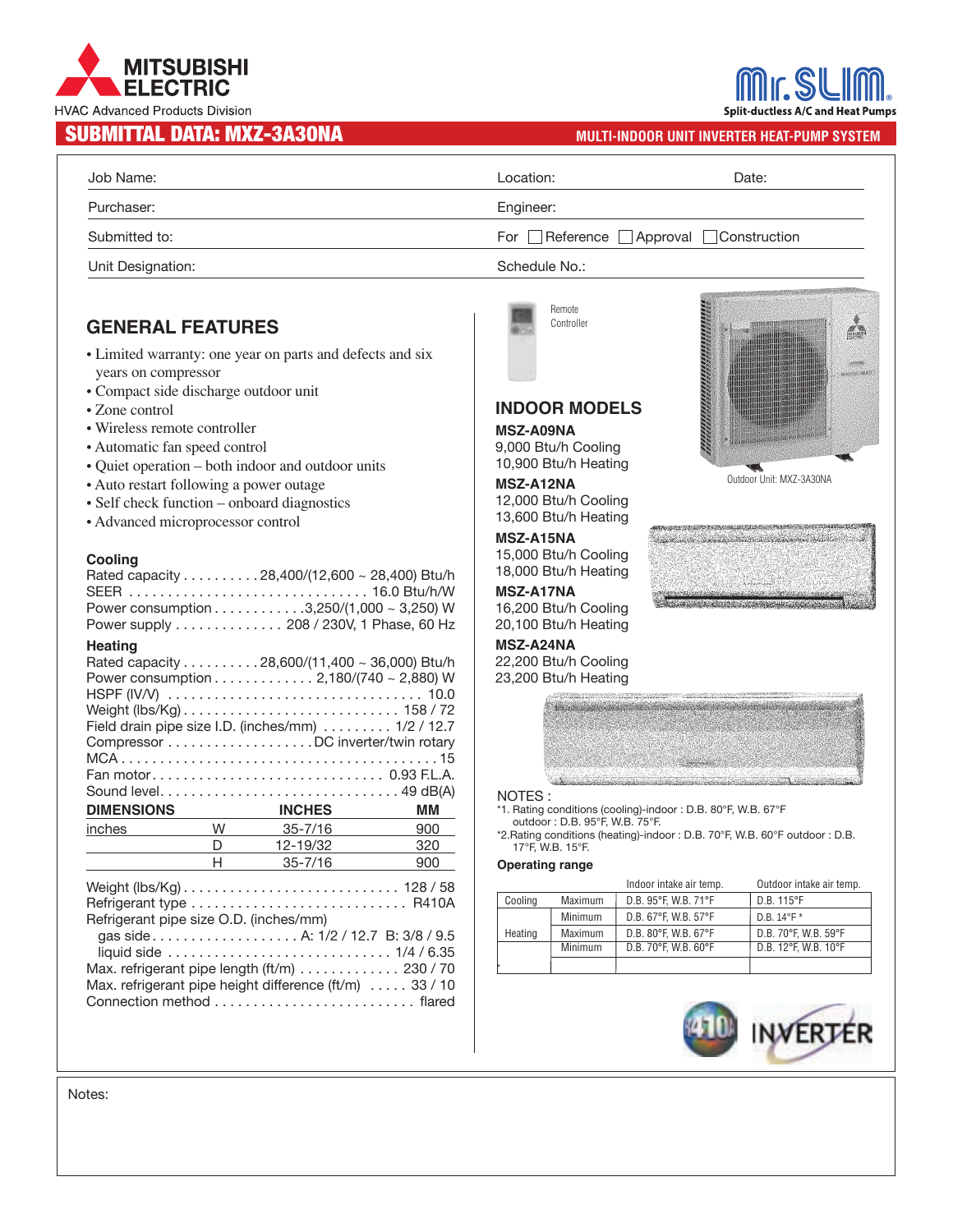MITSUBISHI ELECTRIC

HVAC Advanced Products Division

Mr. SLIM

Split-ductless A/C and Heat Pumps

# SUBMITTAL DATA: MXZ-3A30NA

**MULTI-INDOOR UNIT INVERTER HEAT-PUMP SYSTEM**

| | | |
|---|---|---|
| Job Name: | Location: | Date: |
| Purchaser: | Engineer: | |
| Submitted to: | For ☐ Reference ☐ Approval ☐ Construction | |
| Unit Designation: | Schedule No.: | |

## GENERAL FEATURES

- Limited warranty: one year on parts and defects and six years on compressor
- Compact side discharge outdoor unit
- Zone control
- Wireless remote controller
- Automatic fan speed control
- Quiet operation – both indoor and outdoor units
- Auto restart following a power outage
- Self check function – onboard diagnostics
- Advanced microprocessor control

### Cooling

Rated capacity . . . . . . . . . . 28,400/(12,600 ~ 28,400) Btu/h
SEER . . . . . . . . . . . . . . . . . . . . . . . . . . . . . . . 16.0 Btu/h/W
Power consumption . . . . . . . . . . . 3,250/(1,000 ~ 3,250) W
Power supply . . . . . . . . . . . . . . 208 / 230V, 1 Phase, 60 Hz

### Heating

Rated capacity . . . . . . . . . . 28,600/(11,400 ~ 36,000) Btu/h
Power consumption . . . . . . . . . . . . . 2,180/(740 ~ 2,880) W
HSPF (IV/V) . . . . . . . . . . . . . . . . . . . . . . . . . . . . . . . . 10.0
Weight (lbs/Kg) . . . . . . . . . . . . . . . . . . . . . . . . . . . . 158 / 72
Field drain pipe size I.D. (inches/mm) . . . . . . . . . 1/2 / 12.7
Compressor . . . . . . . . . . . . . . . . . . . DC inverter/twin rotary
MCA . . . . . . . . . . . . . . . . . . . . . . . . . . . . . . . . . . . . . . . . 15
Fan motor . . . . . . . . . . . . . . . . . . . . . . . . . . . . . . 0.93 F.L.A.
Sound level . . . . . . . . . . . . . . . . . . . . . . . . . . . . . . . 49 dB(A)

| DIMENSIONS | | INCHES | MM |
|---|---|---|---|
| inches | W | 35-7/16 | 900 |
| | D | 12-19/32 | 320 |
| | H | 35-7/16 | 900 |

Weight (lbs/Kg) . . . . . . . . . . . . . . . . . . . . . . . . . . . . 128 / 58
Refrigerant type . . . . . . . . . . . . . . . . . . . . . . . . . . . . . R410A
Refrigerant pipe size O.D. (inches/mm)
gas side . . . . . . . . . . . . . . . . . . . A: 1/2 / 12.7 B: 3/8 / 9.5
liquid side . . . . . . . . . . . . . . . . . . . . . . . . . . . . . 1/4 / 6.35
Max. refrigerant pipe length (ft/m) . . . . . . . . . . . . . 230 / 70
Max. refrigerant pipe height difference (ft/m) . . . . . 33 / 10
Connection method . . . . . . . . . . . . . . . . . . . . . . . . . . flared

Remote Controller

## INDOOR MODELS

**MSZ-A09NA**
9,000 Btu/h Cooling
10,900 Btu/h Heating

**MSZ-A12NA**
12,000 Btu/h Cooling
13,600 Btu/h Heating

**MSZ-A15NA**
15,000 Btu/h Cooling
18,000 Btu/h Heating

**MSZ-A17NA**
16,200 Btu/h Cooling
20,100 Btu/h Heating

**MSZ-A24NA**
22,200 Btu/h Cooling
23,200 Btu/h Heating

Outdoor Unit: MXZ-3A30NA

NOTES :

*1. Rating conditions (cooling)-indoor : D.B. 80°F, W.B. 67°F
outdoor : D.B. 95°F, W.B. 75°F.

*2.Rating conditions (heating)-indoor : D.B. 70°F, W.B. 60°F outdoor : D.B. 17°F, W.B. 15°F.

**Operating range**

| | | Indoor intake air temp. | Outdoor intake air temp. |
|---|---|---|---|
| Cooling | Maximum | D.B. 95°F, W.B. 71°F | D.B. 115°F |
| | Minimum | D.B. 67°F, W.B. 57°F | D.B. 14°F * |
| Heating | Maximum | D.B. 80°F, W.B. 67°F | D.B. 70°F, W.B. 59°F |
| | Minimum | D.B. 70°F, W.B. 60°F | D.B. 12°F, W.B. 10°F |
| * | | | |

R410A INVERTER

Notes: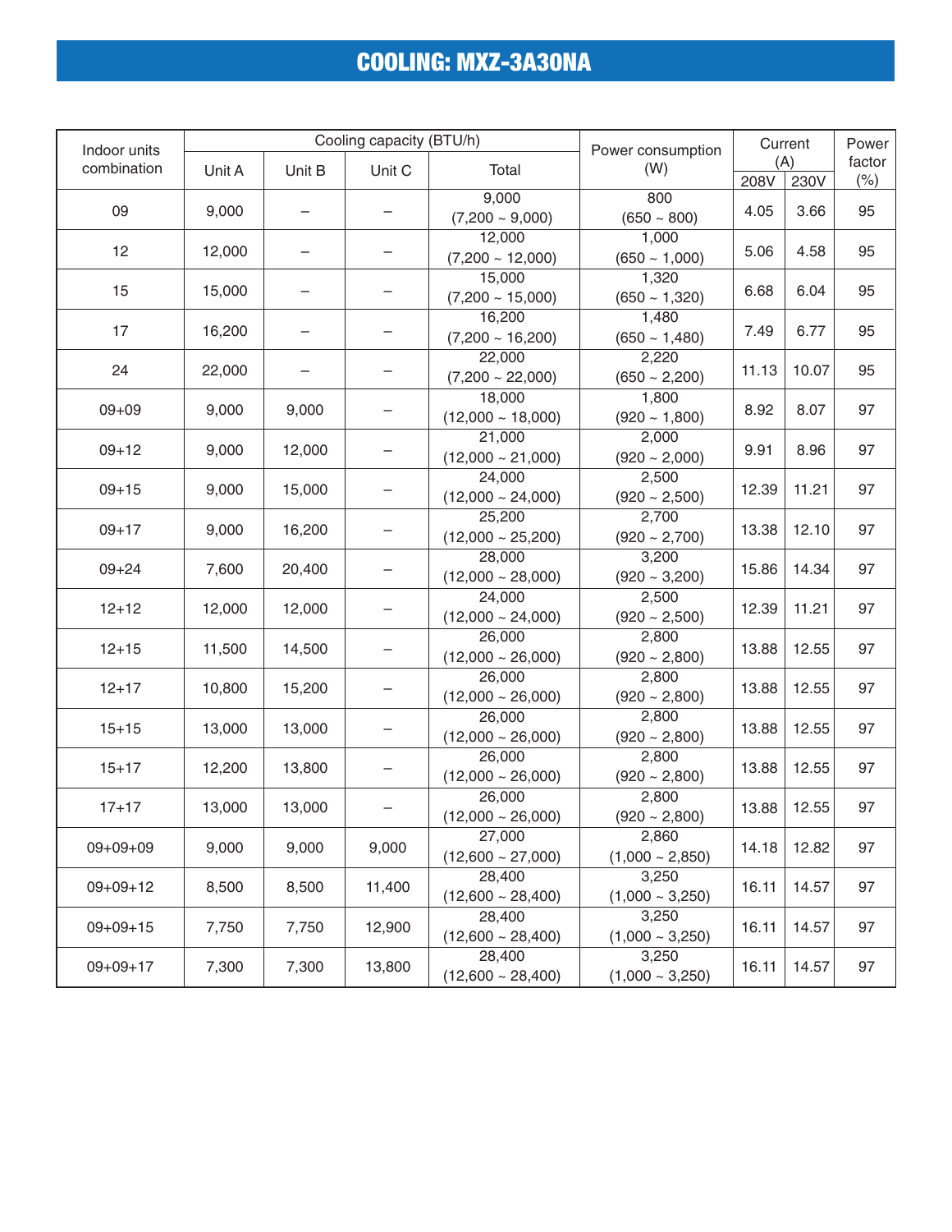# COOLING: MXZ-3A30NA

| Indoor units combination | Cooling capacity (BTU/h) | | | | Power consumption (W) | Current (A) | | Power factor (%) |
|---|---|---|---|---|---|---|---|---|
| | Unit A | Unit B | Unit C | Total | | 208V | 230V | |
| 09 | 9,000 | – | – | 9,000 (7,200 ~ 9,000) | 800 (650 ~ 800) | 4.05 | 3.66 | 95 |
| 12 | 12,000 | – | – | 12,000 (7,200 ~ 12,000) | 1,000 (650 ~ 1,000) | 5.06 | 4.58 | 95 |
| 15 | 15,000 | – | – | 15,000 (7,200 ~ 15,000) | 1,320 (650 ~ 1,320) | 6.68 | 6.04 | 95 |
| 17 | 16,200 | – | – | 16,200 (7,200 ~ 16,200) | 1,480 (650 ~ 1,480) | 7.49 | 6.77 | 95 |
| 24 | 22,000 | – | – | 22,000 (7,200 ~ 22,000) | 2,220 (650 ~ 2,200) | 11.13 | 10.07 | 95 |
| 09+09 | 9,000 | 9,000 | – | 18,000 (12,000 ~ 18,000) | 1,800 (920 ~ 1,800) | 8.92 | 8.07 | 97 |
| 09+12 | 9,000 | 12,000 | – | 21,000 (12,000 ~ 21,000) | 2,000 (920 ~ 2,000) | 9.91 | 8.96 | 97 |
| 09+15 | 9,000 | 15,000 | – | 24,000 (12,000 ~ 24,000) | 2,500 (920 ~ 2,500) | 12.39 | 11.21 | 97 |
| 09+17 | 9,000 | 16,200 | – | 25,200 (12,000 ~ 25,200) | 2,700 (920 ~ 2,700) | 13.38 | 12.10 | 97 |
| 09+24 | 7,600 | 20,400 | – | 28,000 (12,000 ~ 28,000) | 3,200 (920 ~ 3,200) | 15.86 | 14.34 | 97 |
| 12+12 | 12,000 | 12,000 | – | 24,000 (12,000 ~ 24,000) | 2,500 (920 ~ 2,500) | 12.39 | 11.21 | 97 |
| 12+15 | 11,500 | 14,500 | – | 26,000 (12,000 ~ 26,000) | 2,800 (920 ~ 2,800) | 13.88 | 12.55 | 97 |
| 12+17 | 10,800 | 15,200 | – | 26,000 (12,000 ~ 26,000) | 2,800 (920 ~ 2,800) | 13.88 | 12.55 | 97 |
| 15+15 | 13,000 | 13,000 | – | 26,000 (12,000 ~ 26,000) | 2,800 (920 ~ 2,800) | 13.88 | 12.55 | 97 |
| 15+17 | 12,200 | 13,800 | – | 26,000 (12,000 ~ 26,000) | 2,800 (920 ~ 2,800) | 13.88 | 12.55 | 97 |
| 17+17 | 13,000 | 13,000 | – | 26,000 (12,000 ~ 26,000) | 2,800 (920 ~ 2,800) | 13.88 | 12.55 | 97 |
| 09+09+09 | 9,000 | 9,000 | 9,000 | 27,000 (12,600 ~ 27,000) | 2,860 (1,000 ~ 2,850) | 14.18 | 12.82 | 97 |
| 09+09+12 | 8,500 | 8,500 | 11,400 | 28,400 (12,600 ~ 28,400) | 3,250 (1,000 ~ 3,250) | 16.11 | 14.57 | 97 |
| 09+09+15 | 7,750 | 7,750 | 12,900 | 28,400 (12,600 ~ 28,400) | 3,250 (1,000 ~ 3,250) | 16.11 | 14.57 | 97 |
| 09+09+17 | 7,300 | 7,300 | 13,800 | 28,400 (12,600 ~ 28,400) | 3,250 (1,000 ~ 3,250) | 16.11 | 14.57 | 97 |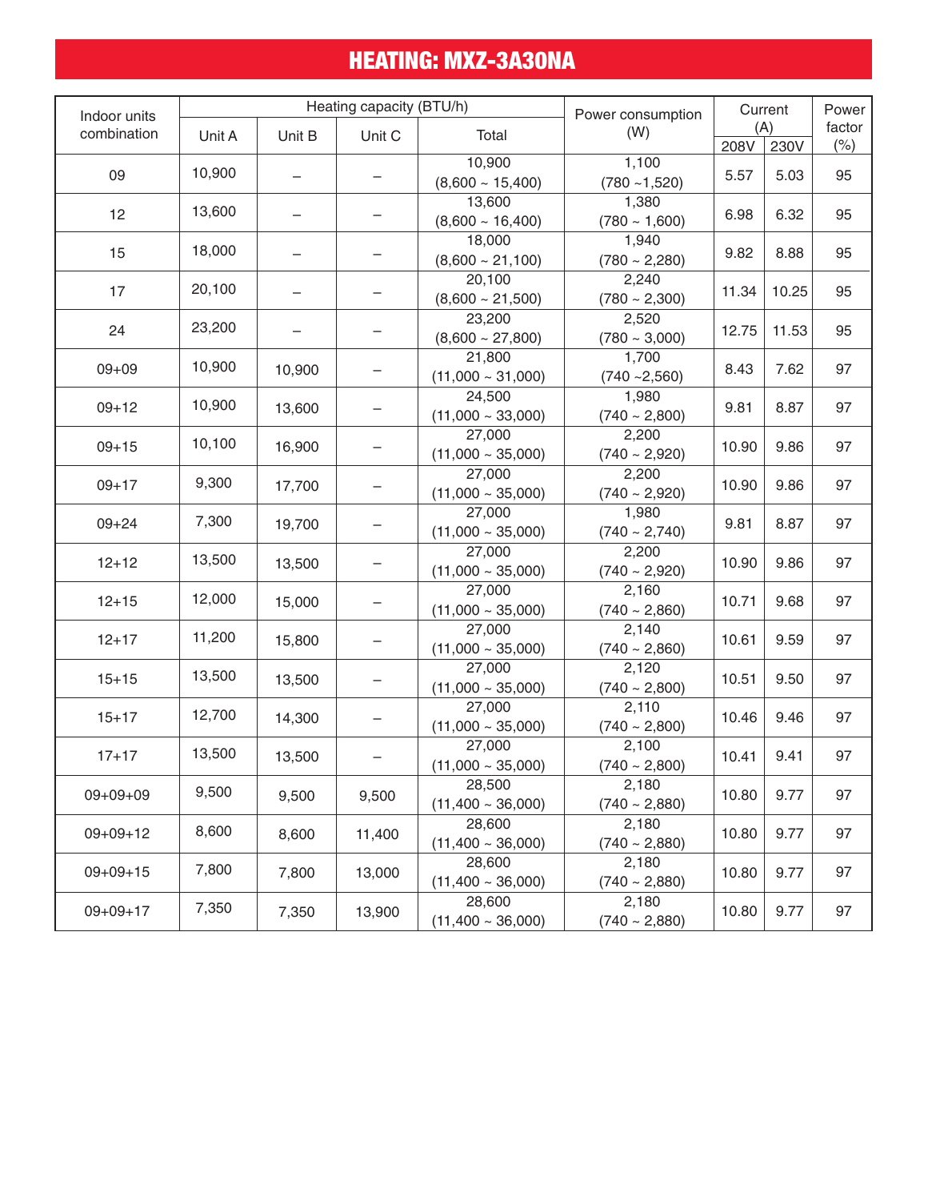# HEATING: MXZ-3A30NA

| Indoor units combination | Heating capacity (BTU/h) | | | | Power consumption (W) | Current (A) | | Power factor (%) |
|---|---|---|---|---|---|---|---|---|
| | Unit A | Unit B | Unit C | Total | | 208V | 230V | |
| 09 | 10,900 | – | – | 10,900 (8,600 ~ 15,400) | 1,100 (780 ~1,520) | 5.57 | 5.03 | 95 |
| 12 | 13,600 | – | – | 13,600 (8,600 ~ 16,400) | 1,380 (780 ~ 1,600) | 6.98 | 6.32 | 95 |
| 15 | 18,000 | – | – | 18,000 (8,600 ~ 21,100) | 1,940 (780 ~ 2,280) | 9.82 | 8.88 | 95 |
| 17 | 20,100 | – | – | 20,100 (8,600 ~ 21,500) | 2,240 (780 ~ 2,300) | 11.34 | 10.25 | 95 |
| 24 | 23,200 | – | – | 23,200 (8,600 ~ 27,800) | 2,520 (780 ~ 3,000) | 12.75 | 11.53 | 95 |
| 09+09 | 10,900 | 10,900 | – | 21,800 (11,000 ~ 31,000) | 1,700 (740 ~2,560) | 8.43 | 7.62 | 97 |
| 09+12 | 10,900 | 13,600 | – | 24,500 (11,000 ~ 33,000) | 1,980 (740 ~ 2,800) | 9.81 | 8.87 | 97 |
| 09+15 | 10,100 | 16,900 | – | 27,000 (11,000 ~ 35,000) | 2,200 (740 ~ 2,920) | 10.90 | 9.86 | 97 |
| 09+17 | 9,300 | 17,700 | – | 27,000 (11,000 ~ 35,000) | 2,200 (740 ~ 2,920) | 10.90 | 9.86 | 97 |
| 09+24 | 7,300 | 19,700 | – | 27,000 (11,000 ~ 35,000) | 1,980 (740 ~ 2,740) | 9.81 | 8.87 | 97 |
| 12+12 | 13,500 | 13,500 | – | 27,000 (11,000 ~ 35,000) | 2,200 (740 ~ 2,920) | 10.90 | 9.86 | 97 |
| 12+15 | 12,000 | 15,000 | – | 27,000 (11,000 ~ 35,000) | 2,160 (740 ~ 2,860) | 10.71 | 9.68 | 97 |
| 12+17 | 11,200 | 15,800 | – | 27,000 (11,000 ~ 35,000) | 2,140 (740 ~ 2,860) | 10.61 | 9.59 | 97 |
| 15+15 | 13,500 | 13,500 | – | 27,000 (11,000 ~ 35,000) | 2,120 (740 ~ 2,800) | 10.51 | 9.50 | 97 |
| 15+17 | 12,700 | 14,300 | – | 27,000 (11,000 ~ 35,000) | 2,110 (740 ~ 2,800) | 10.46 | 9.46 | 97 |
| 17+17 | 13,500 | 13,500 | – | 27,000 (11,000 ~ 35,000) | 2,100 (740 ~ 2,800) | 10.41 | 9.41 | 97 |
| 09+09+09 | 9,500 | 9,500 | 9,500 | 28,500 (11,400 ~ 36,000) | 2,180 (740 ~ 2,880) | 10.80 | 9.77 | 97 |
| 09+09+12 | 8,600 | 8,600 | 11,400 | 28,600 (11,400 ~ 36,000) | 2,180 (740 ~ 2,880) | 10.80 | 9.77 | 97 |
| 09+09+15 | 7,800 | 7,800 | 13,000 | 28,600 (11,400 ~ 36,000) | 2,180 (740 ~ 2,880) | 10.80 | 9.77 | 97 |
| 09+09+17 | 7,350 | 7,350 | 13,900 | 28,600 (11,400 ~ 36,000) | 2,180 (740 ~ 2,880) | 10.80 | 9.77 | 97 |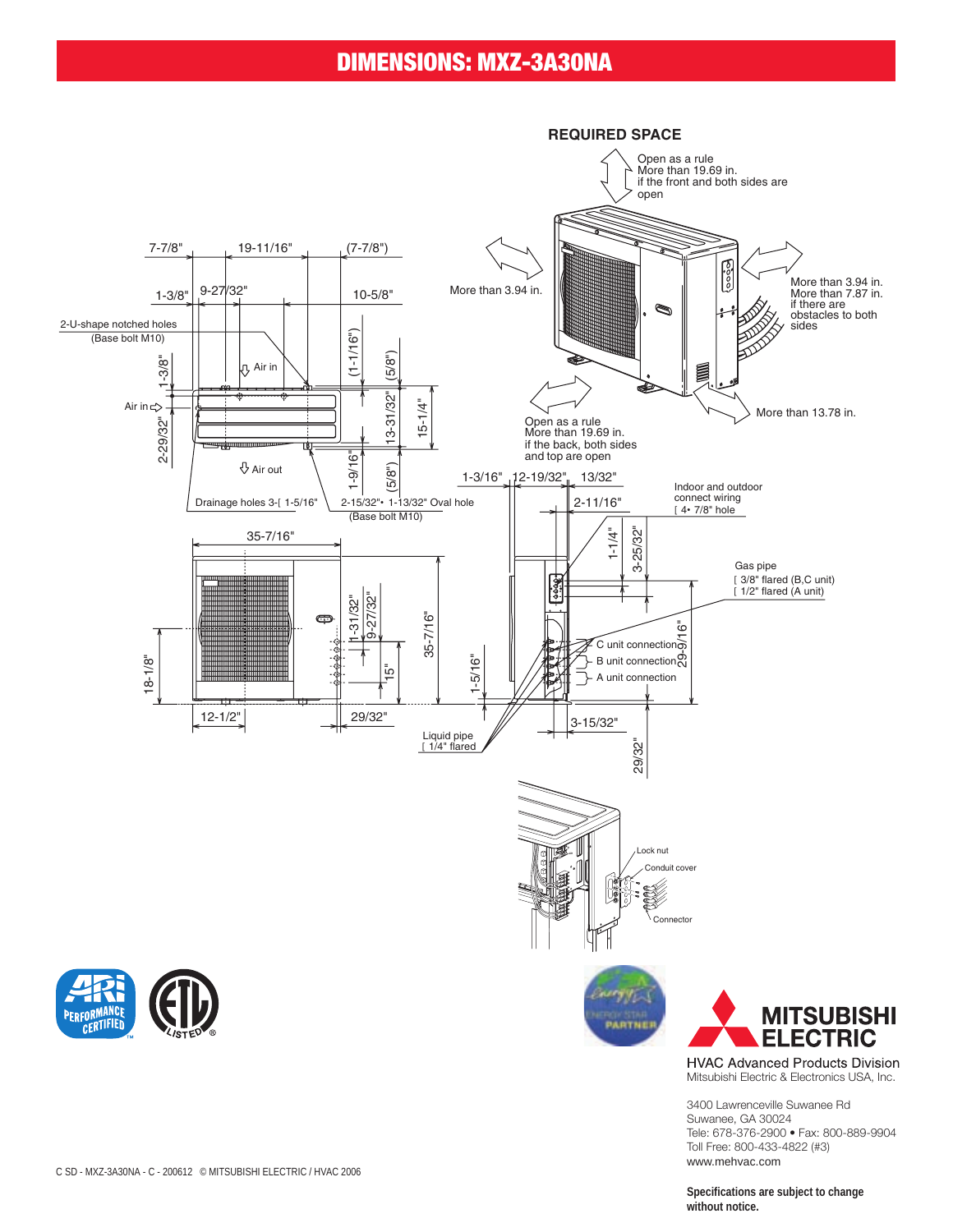# DIMENSIONS: MXZ-3A30NA

**REQUIRED SPACE**

Open as a rule
More than 19.69 in.
if the front and both sides are open

More than 3.94 in.

More than 3.94 in.
More than 7.87 in.
if there are obstacles to both sides

Open as a rule
More than 19.69 in.
if the back, both sides and top are open

More than 13.78 in.

7-7/8"
19-11/16"
(7-7/8")
1-3/8"
9-27/32"
10-5/8"
2-U-shape notched holes
(Base bolt M10)
1-3/8"
Air in
Air in
2-29/32"
(1-1/16")
(5/8")
13-31/32"
15-1/4"
1-9/16"
(5/8")
Air out
Drainage holes 3-[ 1-5/16"
2-15/32"• 1-13/32" Oval hole
(Base bolt M10)

35-7/16"
18-1/8"
1-31/32"
9-27/32"
15"
35-7/16"
12-1/2"
29/32"

1-3/16"
12-19/32"
13/32"
2-11/16"
Indoor and outdoor connect wiring
[ 4• 7/8" hole
1-1/4"
3-25/32"
Gas pipe
[ 3/8" flared (B,C unit)
[ 1/2" flared (A unit)
C unit connection
B unit connection
A unit connection
29-9/16"
1-5/16"
Liquid pipe
[ 1/4" flared
3-15/32"
29/32"

Lock nut
Conduit cover
Connector

**MITSUBISHI ELECTRIC**

HVAC Advanced Products Division
Mitsubishi Electric & Electronics USA, Inc.

3400 Lawrenceville Suwanee Rd
Suwanee, GA 30024
Tele: 678-376-2900 • Fax: 800-889-9904
Toll Free: 800-433-4822 (#3)
www.mehvac.com

C SD - MXZ-3A30NA - C - 200612 © MITSUBISHI ELECTRIC / HVAC 2006

**Specifications are subject to change without notice.**